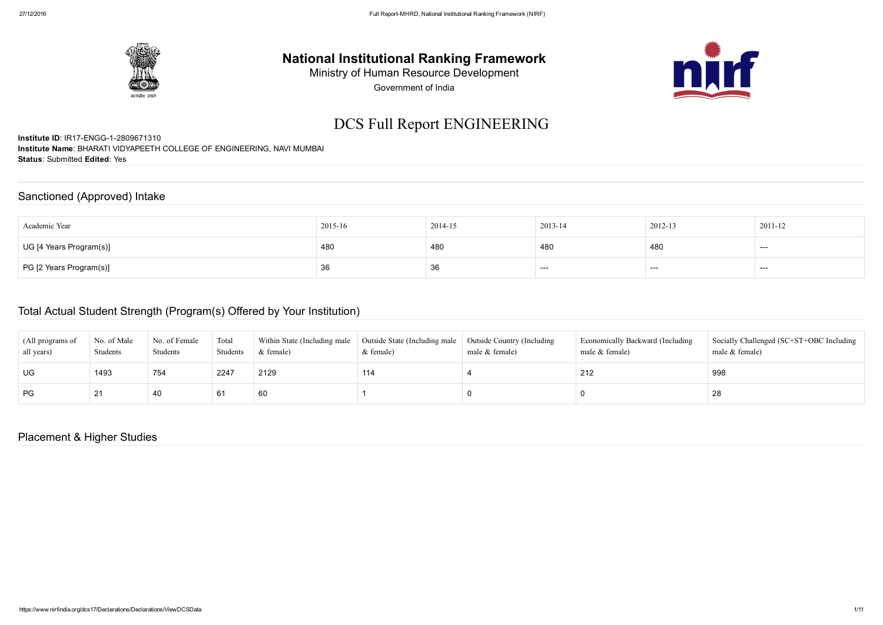# National Institutional Ranking Framework

Ministry of Human Resource Development

Government of India

## DCS Full Report ENGINEERING

**Institute ID**: IR17-ENGG-1-2809671310
**Institute Name**: BHARATI VIDYAPEETH COLLEGE OF ENGINEERING, NAVI MUMBAI
**Status**: Submitted **Edited**: Yes

## Sanctioned (Approved) Intake

| Academic Year | 2015-16 | 2014-15 | 2013-14 | 2012-13 | 2011-12 |
|---|---|---|---|---|---|
| UG [4 Years Program(s)] | 480 | 480 | 480 | 480 | --- |
| PG [2 Years Program(s)] | 36 | 36 | --- | --- | --- |

## Total Actual Student Strength (Program(s) Offered by Your Institution)

| (All programs of all years) | No. of Male Students | No. of Female Students | Total Students | Within State (Including male & female) | Outside State (Including male & female) | Outside Country (Including male & female) | Economically Backward (Including male & female) | Socially Challenged (SC+ST+OBC Including male & female) |
|---|---|---|---|---|---|---|---|---|
| UG | 1493 | 754 | 2247 | 2129 | 114 | 4 | 212 | 998 |
| PG | 21 | 40 | 61 | 60 | 1 | 0 | 0 | 28 |

## Placement & Higher Studies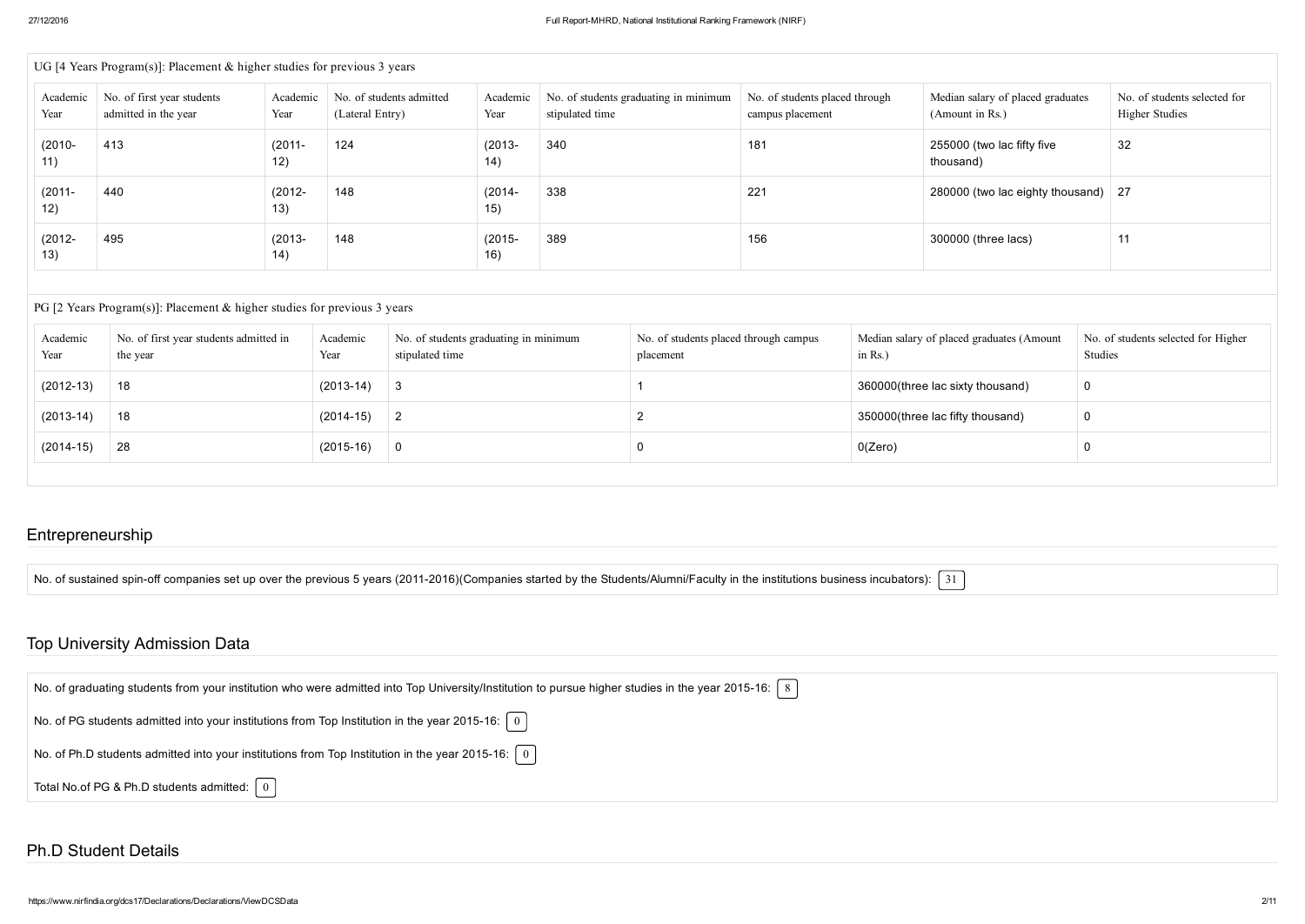UG [4 Years Program(s)]: Placement & higher studies for previous 3 years

| Academic Year | No. of first year students admitted in the year | Academic Year | No. of students admitted (Lateral Entry) | Academic Year | No. of students graduating in minimum stipulated time | No. of students placed through campus placement | Median salary of placed graduates (Amount in Rs.) | No. of students selected for Higher Studies |
|---|---|---|---|---|---|---|---|---|
| (2010-11) | 413 | (2011-12) | 124 | (2013-14) | 340 | 181 | 255000 (two lac fifty five thousand) | 32 |
| (2011-12) | 440 | (2012-13) | 148 | (2014-15) | 338 | 221 | 280000 (two lac eighty thousand) | 27 |
| (2012-13) | 495 | (2013-14) | 148 | (2015-16) | 389 | 156 | 300000 (three lacs) | 11 |

PG [2 Years Program(s)]: Placement & higher studies for previous 3 years

| Academic Year | No. of first year students admitted in the year | Academic Year | No. of students graduating in minimum stipulated time | No. of students placed through campus placement | Median salary of placed graduates (Amount in Rs.) | No. of students selected for Higher Studies |
|---|---|---|---|---|---|---|
| (2012-13) | 18 | (2013-14) | 3 | 1 | 360000(three lac sixty thousand) | 0 |
| (2013-14) | 18 | (2014-15) | 2 | 2 | 350000(three lac fifty thousand) | 0 |
| (2014-15) | 28 | (2015-16) | 0 | 0 | 0(Zero) | 0 |

## Entrepreneurship

No. of sustained spin-off companies set up over the previous 5 years (2011-2016)(Companies started by the Students/Alumni/Faculty in the institutions business incubators): 31

## Top University Admission Data

No. of graduating students from your institution who were admitted into Top University/Institution to pursue higher studies in the year 2015-16: 8

No. of PG students admitted into your institutions from Top Institution in the year 2015-16: 0

No. of Ph.D students admitted into your institutions from Top Institution in the year 2015-16: 0

Total No.of PG & Ph.D students admitted: 0

## Ph.D Student Details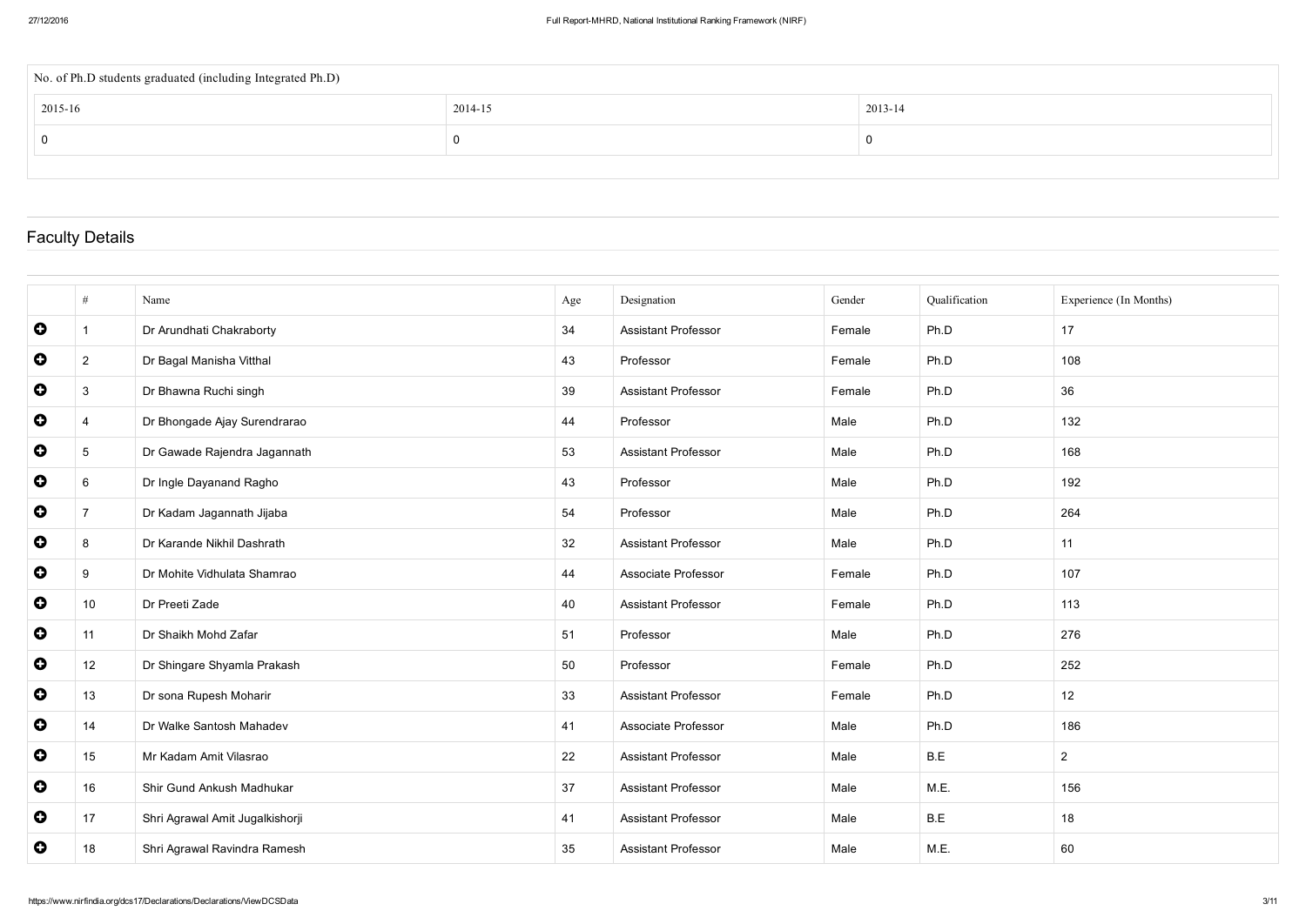| No. of Ph.D students graduated (including Integrated Ph.D) | | |
|---|---|---|
| 2015-16 | 2014-15 | 2013-14 |
| 0 | 0 | 0 |

## Faculty Details

| # | Name | Age | Designation | Gender | Qualification | Experience (In Months) |
|---|---|---|---|---|---|---|
| 1 | Dr Arundhati Chakraborty | 34 | Assistant Professor | Female | Ph.D | 17 |
| 2 | Dr Bagal Manisha Vitthal | 43 | Professor | Female | Ph.D | 108 |
| 3 | Dr Bhawna Ruchi singh | 39 | Assistant Professor | Female | Ph.D | 36 |
| 4 | Dr Bhongade Ajay Surendrarao | 44 | Professor | Male | Ph.D | 132 |
| 5 | Dr Gawade Rajendra Jagannath | 53 | Assistant Professor | Male | Ph.D | 168 |
| 6 | Dr Ingle Dayanand Ragho | 43 | Professor | Male | Ph.D | 192 |
| 7 | Dr Kadam Jagannath Jijaba | 54 | Professor | Male | Ph.D | 264 |
| 8 | Dr Karande Nikhil Dashrath | 32 | Assistant Professor | Male | Ph.D | 11 |
| 9 | Dr Mohite Vidhulata Shamrao | 44 | Associate Professor | Female | Ph.D | 107 |
| 10 | Dr Preeti Zade | 40 | Assistant Professor | Female | Ph.D | 113 |
| 11 | Dr Shaikh Mohd Zafar | 51 | Professor | Male | Ph.D | 276 |
| 12 | Dr Shingare Shyamla Prakash | 50 | Professor | Female | Ph.D | 252 |
| 13 | Dr sona Rupesh Moharir | 33 | Assistant Professor | Female | Ph.D | 12 |
| 14 | Dr Walke Santosh Mahadev | 41 | Associate Professor | Male | Ph.D | 186 |
| 15 | Mr Kadam Amit Vilasrao | 22 | Assistant Professor | Male | B.E | 2 |
| 16 | Shir Gund Ankush Madhukar | 37 | Assistant Professor | Male | M.E. | 156 |
| 17 | Shri Agrawal Amit Jugalkishorji | 41 | Assistant Professor | Male | B.E | 18 |
| 18 | Shri Agrawal Ravindra Ramesh | 35 | Assistant Professor | Male | M.E. | 60 |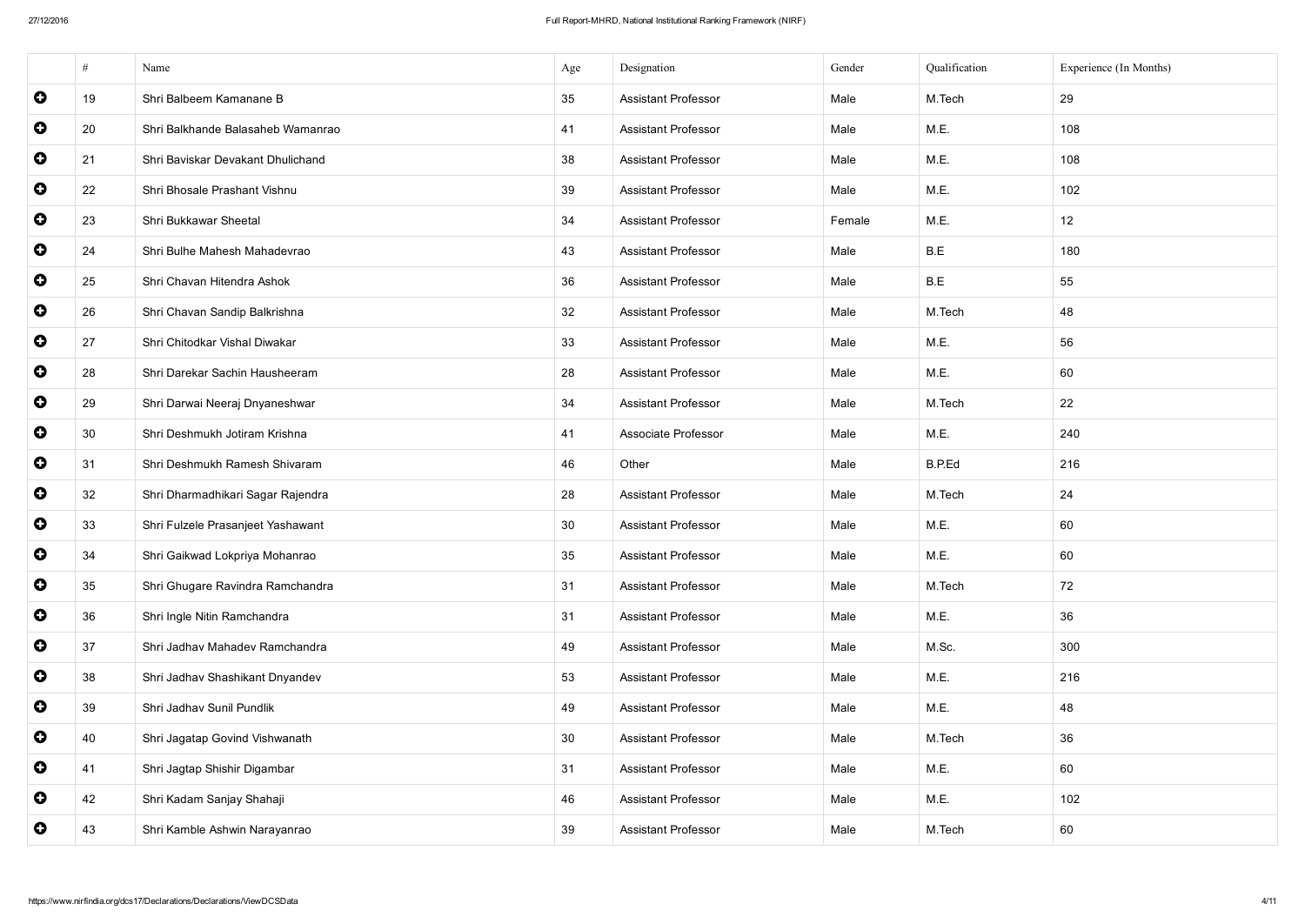|  | # | Name | Age | Designation | Gender | Qualification | Experience (In Months) |
|---|---|---|---|---|---|---|---|
| ➕ | 19 | Shri Balbeem Kamanane B | 35 | Assistant Professor | Male | M.Tech | 29 |
| ➕ | 20 | Shri Balkhande Balasaheb Wamanrao | 41 | Assistant Professor | Male | M.E. | 108 |
| ➕ | 21 | Shri Baviskar Devakant Dhulichand | 38 | Assistant Professor | Male | M.E. | 108 |
| ➕ | 22 | Shri Bhosale Prashant Vishnu | 39 | Assistant Professor | Male | M.E. | 102 |
| ➕ | 23 | Shri Bukkawar Sheetal | 34 | Assistant Professor | Female | M.E. | 12 |
| ➕ | 24 | Shri Bulhe Mahesh Mahadevrao | 43 | Assistant Professor | Male | B.E | 180 |
| ➕ | 25 | Shri Chavan Hitendra Ashok | 36 | Assistant Professor | Male | B.E | 55 |
| ➕ | 26 | Shri Chavan Sandip Balkrishna | 32 | Assistant Professor | Male | M.Tech | 48 |
| ➕ | 27 | Shri Chitodkar Vishal Diwakar | 33 | Assistant Professor | Male | M.E. | 56 |
| ➕ | 28 | Shri Darekar Sachin Hausheeram | 28 | Assistant Professor | Male | M.E. | 60 |
| ➕ | 29 | Shri Darwai Neeraj Dnyaneshwar | 34 | Assistant Professor | Male | M.Tech | 22 |
| ➕ | 30 | Shri Deshmukh Jotiram Krishna | 41 | Associate Professor | Male | M.E. | 240 |
| ➕ | 31 | Shri Deshmukh Ramesh Shivaram | 46 | Other | Male | B.P.Ed | 216 |
| ➕ | 32 | Shri Dharmadhikari Sagar Rajendra | 28 | Assistant Professor | Male | M.Tech | 24 |
| ➕ | 33 | Shri Fulzele Prasanjeet Yashawant | 30 | Assistant Professor | Male | M.E. | 60 |
| ➕ | 34 | Shri Gaikwad Lokpriya Mohanrao | 35 | Assistant Professor | Male | M.E. | 60 |
| ➕ | 35 | Shri Ghugare Ravindra Ramchandra | 31 | Assistant Professor | Male | M.Tech | 72 |
| ➕ | 36 | Shri Ingle Nitin Ramchandra | 31 | Assistant Professor | Male | M.E. | 36 |
| ➕ | 37 | Shri Jadhav Mahadev Ramchandra | 49 | Assistant Professor | Male | M.Sc. | 300 |
| ➕ | 38 | Shri Jadhav Shashikant Dnyandev | 53 | Assistant Professor | Male | M.E. | 216 |
| ➕ | 39 | Shri Jadhav Sunil Pundlik | 49 | Assistant Professor | Male | M.E. | 48 |
| ➕ | 40 | Shri Jagatap Govind Vishwanath | 30 | Assistant Professor | Male | M.Tech | 36 |
| ➕ | 41 | Shri Jagtap Shishir Digambar | 31 | Assistant Professor | Male | M.E. | 60 |
| ➕ | 42 | Shri Kadam Sanjay Shahaji | 46 | Assistant Professor | Male | M.E. | 102 |
| ➕ | 43 | Shri Kamble Ashwin Narayanrao | 39 | Assistant Professor | Male | M.Tech | 60 |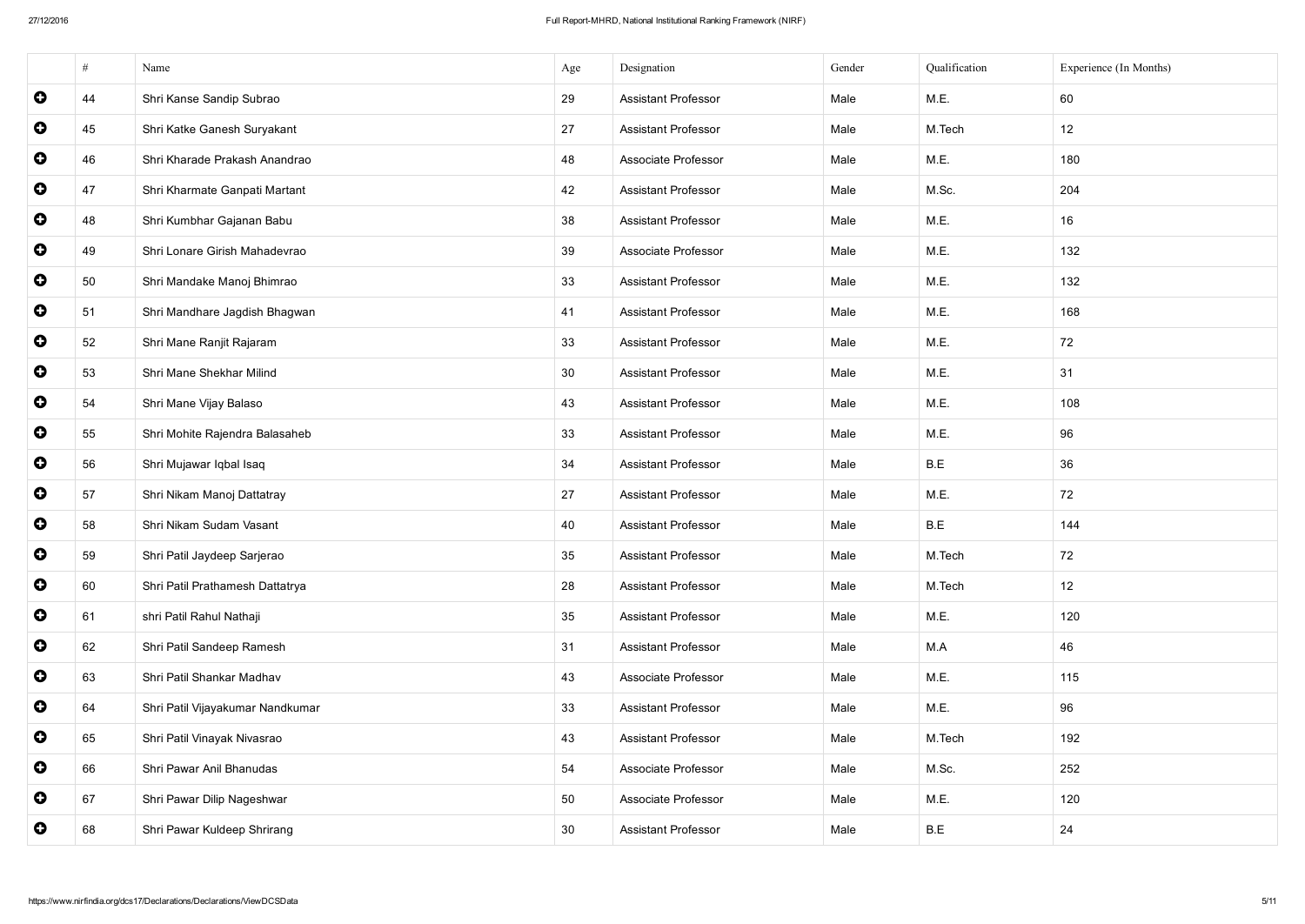| | # | Name | Age | Designation | Gender | Qualification | Experience (In Months) |
|---|---|---|---|---|---|---|---|
| ⊕ | 44 | Shri Kanse Sandip Subrao | 29 | Assistant Professor | Male | M.E. | 60 |
| ⊕ | 45 | Shri Katke Ganesh Suryakant | 27 | Assistant Professor | Male | M.Tech | 12 |
| ⊕ | 46 | Shri Kharade Prakash Anandrao | 48 | Associate Professor | Male | M.E. | 180 |
| ⊕ | 47 | Shri Kharmate Ganpati Martant | 42 | Assistant Professor | Male | M.Sc. | 204 |
| ⊕ | 48 | Shri Kumbhar Gajanan Babu | 38 | Assistant Professor | Male | M.E. | 16 |
| ⊕ | 49 | Shri Lonare Girish Mahadevrao | 39 | Associate Professor | Male | M.E. | 132 |
| ⊕ | 50 | Shri Mandake Manoj Bhimrao | 33 | Assistant Professor | Male | M.E. | 132 |
| ⊕ | 51 | Shri Mandhare Jagdish Bhagwan | 41 | Assistant Professor | Male | M.E. | 168 |
| ⊕ | 52 | Shri Mane Ranjit Rajaram | 33 | Assistant Professor | Male | M.E. | 72 |
| ⊕ | 53 | Shri Mane Shekhar Milind | 30 | Assistant Professor | Male | M.E. | 31 |
| ⊕ | 54 | Shri Mane Vijay Balaso | 43 | Assistant Professor | Male | M.E. | 108 |
| ⊕ | 55 | Shri Mohite Rajendra Balasaheb | 33 | Assistant Professor | Male | M.E. | 96 |
| ⊕ | 56 | Shri Mujawar Iqbal Isaq | 34 | Assistant Professor | Male | B.E | 36 |
| ⊕ | 57 | Shri Nikam Manoj Dattatray | 27 | Assistant Professor | Male | M.E. | 72 |
| ⊕ | 58 | Shri Nikam Sudam Vasant | 40 | Assistant Professor | Male | B.E | 144 |
| ⊕ | 59 | Shri Patil Jaydeep Sarjerao | 35 | Assistant Professor | Male | M.Tech | 72 |
| ⊕ | 60 | Shri Patil Prathamesh Dattatrya | 28 | Assistant Professor | Male | M.Tech | 12 |
| ⊕ | 61 | shri Patil Rahul Nathaji | 35 | Assistant Professor | Male | M.E. | 120 |
| ⊕ | 62 | Shri Patil Sandeep Ramesh | 31 | Assistant Professor | Male | M.A | 46 |
| ⊕ | 63 | Shri Patil Shankar Madhav | 43 | Associate Professor | Male | M.E. | 115 |
| ⊕ | 64 | Shri Patil Vijayakumar Nandkumar | 33 | Assistant Professor | Male | M.E. | 96 |
| ⊕ | 65 | Shri Patil Vinayak Nivasrao | 43 | Assistant Professor | Male | M.Tech | 192 |
| ⊕ | 66 | Shri Pawar Anil Bhanudas | 54 | Associate Professor | Male | M.Sc. | 252 |
| ⊕ | 67 | Shri Pawar Dilip Nageshwar | 50 | Associate Professor | Male | M.E. | 120 |
| ⊕ | 68 | Shri Pawar Kuldeep Shrirang | 30 | Assistant Professor | Male | B.E | 24 |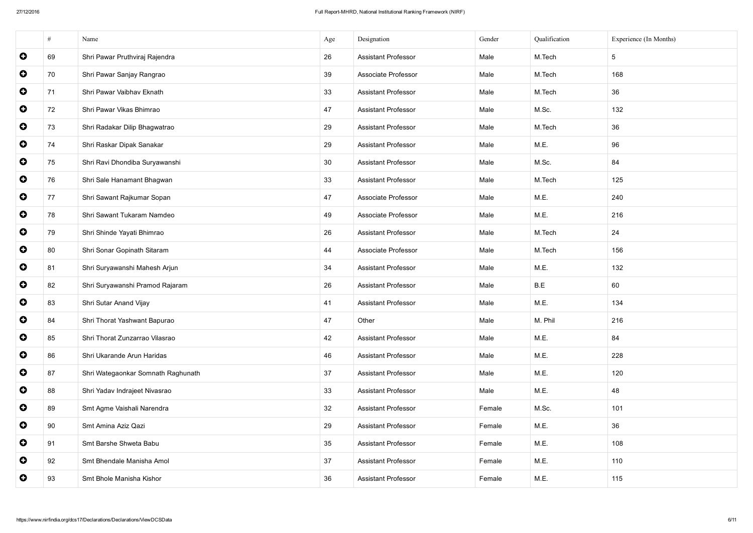| | # | Name | Age | Designation | Gender | Qualification | Experience (In Months) |
|---|---|---|---|---|---|---|---|
| | 69 | Shri Pawar Pruthviraj Rajendra | 26 | Assistant Professor | Male | M.Tech | 5 |
| | 70 | Shri Pawar Sanjay Rangrao | 39 | Associate Professor | Male | M.Tech | 168 |
| | 71 | Shri Pawar Vaibhav Eknath | 33 | Assistant Professor | Male | M.Tech | 36 |
| | 72 | Shri Pawar Vikas Bhimrao | 47 | Assistant Professor | Male | M.Sc. | 132 |
| | 73 | Shri Radakar Dilip Bhagwatrao | 29 | Assistant Professor | Male | M.Tech | 36 |
| | 74 | Shri Raskar Dipak Sanakar | 29 | Assistant Professor | Male | M.E. | 96 |
| | 75 | Shri Ravi Dhondiba Suryawanshi | 30 | Assistant Professor | Male | M.Sc. | 84 |
| | 76 | Shri Sale Hanamant Bhagwan | 33 | Assistant Professor | Male | M.Tech | 125 |
| | 77 | Shri Sawant Rajkumar Sopan | 47 | Associate Professor | Male | M.E. | 240 |
| | 78 | Shri Sawant Tukaram Namdeo | 49 | Associate Professor | Male | M.E. | 216 |
| | 79 | Shri Shinde Yayati Bhimrao | 26 | Assistant Professor | Male | M.Tech | 24 |
| | 80 | Shri Sonar Gopinath Sitaram | 44 | Associate Professor | Male | M.Tech | 156 |
| | 81 | Shri Suryawanshi Mahesh Arjun | 34 | Assistant Professor | Male | M.E. | 132 |
| | 82 | Shri Suryawanshi Pramod Rajaram | 26 | Assistant Professor | Male | B.E | 60 |
| | 83 | Shri Sutar Anand Vijay | 41 | Assistant Professor | Male | M.E. | 134 |
| | 84 | Shri Thorat Yashwant Bapurao | 47 | Other | Male | M. Phil | 216 |
| | 85 | Shri Thorat Zunzarrao Vilasrao | 42 | Assistant Professor | Male | M.E. | 84 |
| | 86 | Shri Ukarande Arun Haridas | 46 | Assistant Professor | Male | M.E. | 228 |
| | 87 | Shri Wategaonkar Somnath Raghunath | 37 | Assistant Professor | Male | M.E. | 120 |
| | 88 | Shri Yadav Indrajeet Nivasrao | 33 | Assistant Professor | Male | M.E. | 48 |
| | 89 | Smt Agme Vaishali Narendra | 32 | Assistant Professor | Female | M.Sc. | 101 |
| | 90 | Smt Amina Aziz Qazi | 29 | Assistant Professor | Female | M.E. | 36 |
| | 91 | Smt Barshe Shweta Babu | 35 | Assistant Professor | Female | M.E. | 108 |
| | 92 | Smt Bhendale Manisha Amol | 37 | Assistant Professor | Female | M.E. | 110 |
| | 93 | Smt Bhole Manisha Kishor | 36 | Assistant Professor | Female | M.E. | 115 |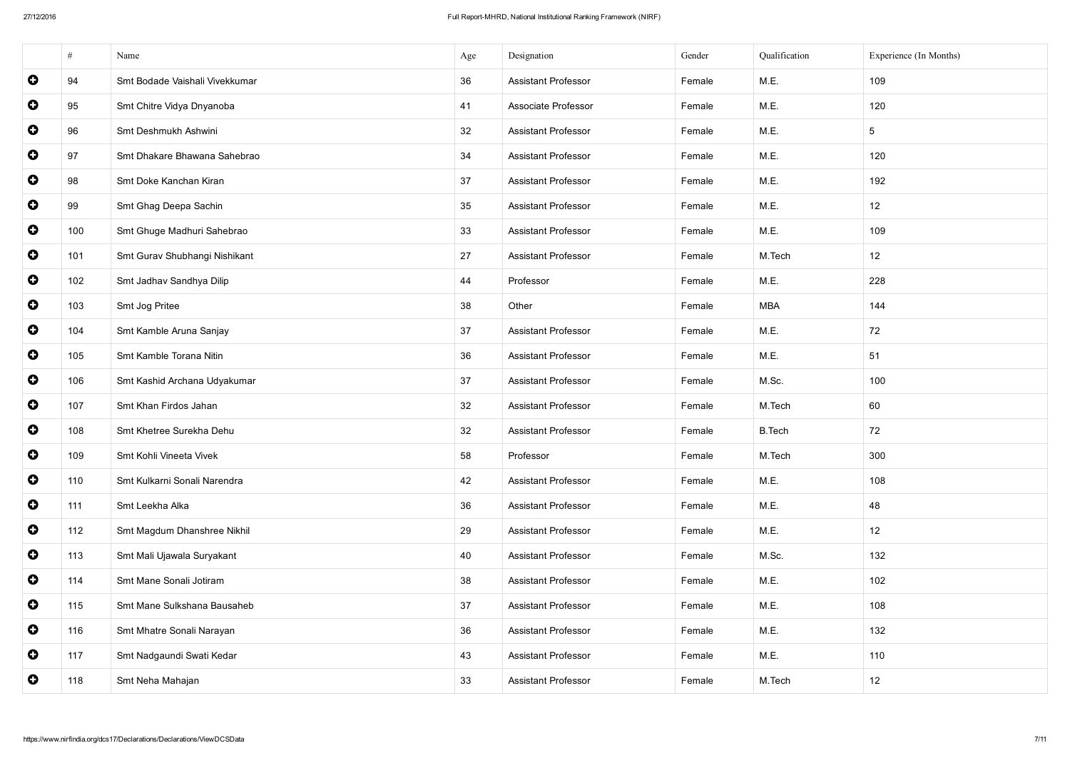| | # | Name | Age | Designation | Gender | Qualification | Experience (In Months) |
|---|---|---|---|---|---|---|---|
| | 94 | Smt Bodade Vaishali Vivekkumar | 36 | Assistant Professor | Female | M.E. | 109 |
| | 95 | Smt Chitre Vidya Dnyanoba | 41 | Associate Professor | Female | M.E. | 120 |
| | 96 | Smt Deshmukh Ashwini | 32 | Assistant Professor | Female | M.E. | 5 |
| | 97 | Smt Dhakare Bhawana Sahebrao | 34 | Assistant Professor | Female | M.E. | 120 |
| | 98 | Smt Doke Kanchan Kiran | 37 | Assistant Professor | Female | M.E. | 192 |
| | 99 | Smt Ghag Deepa Sachin | 35 | Assistant Professor | Female | M.E. | 12 |
| | 100 | Smt Ghuge Madhuri Sahebrao | 33 | Assistant Professor | Female | M.E. | 109 |
| | 101 | Smt Gurav Shubhangi Nishikant | 27 | Assistant Professor | Female | M.Tech | 12 |
| | 102 | Smt Jadhav Sandhya Dilip | 44 | Professor | Female | M.E. | 228 |
| | 103 | Smt Jog Pritee | 38 | Other | Female | MBA | 144 |
| | 104 | Smt Kamble Aruna Sanjay | 37 | Assistant Professor | Female | M.E. | 72 |
| | 105 | Smt Kamble Torana Nitin | 36 | Assistant Professor | Female | M.E. | 51 |
| | 106 | Smt Kashid Archana Udyakumar | 37 | Assistant Professor | Female | M.Sc. | 100 |
| | 107 | Smt Khan Firdos Jahan | 32 | Assistant Professor | Female | M.Tech | 60 |
| | 108 | Smt Khetree Surekha Dehu | 32 | Assistant Professor | Female | B.Tech | 72 |
| | 109 | Smt Kohli Vineeta Vivek | 58 | Professor | Female | M.Tech | 300 |
| | 110 | Smt Kulkarni Sonali Narendra | 42 | Assistant Professor | Female | M.E. | 108 |
| | 111 | Smt Leekha Alka | 36 | Assistant Professor | Female | M.E. | 48 |
| | 112 | Smt Magdum Dhanshree Nikhil | 29 | Assistant Professor | Female | M.E. | 12 |
| | 113 | Smt Mali Ujawala Suryakant | 40 | Assistant Professor | Female | M.Sc. | 132 |
| | 114 | Smt Mane Sonali Jotiram | 38 | Assistant Professor | Female | M.E. | 102 |
| | 115 | Smt Mane Sulkshana Bausaheb | 37 | Assistant Professor | Female | M.E. | 108 |
| | 116 | Smt Mhatre Sonali Narayan | 36 | Assistant Professor | Female | M.E. | 132 |
| | 117 | Smt Nadgaundi Swati Kedar | 43 | Assistant Professor | Female | M.E. | 110 |
| | 118 | Smt Neha Mahajan | 33 | Assistant Professor | Female | M.Tech | 12 |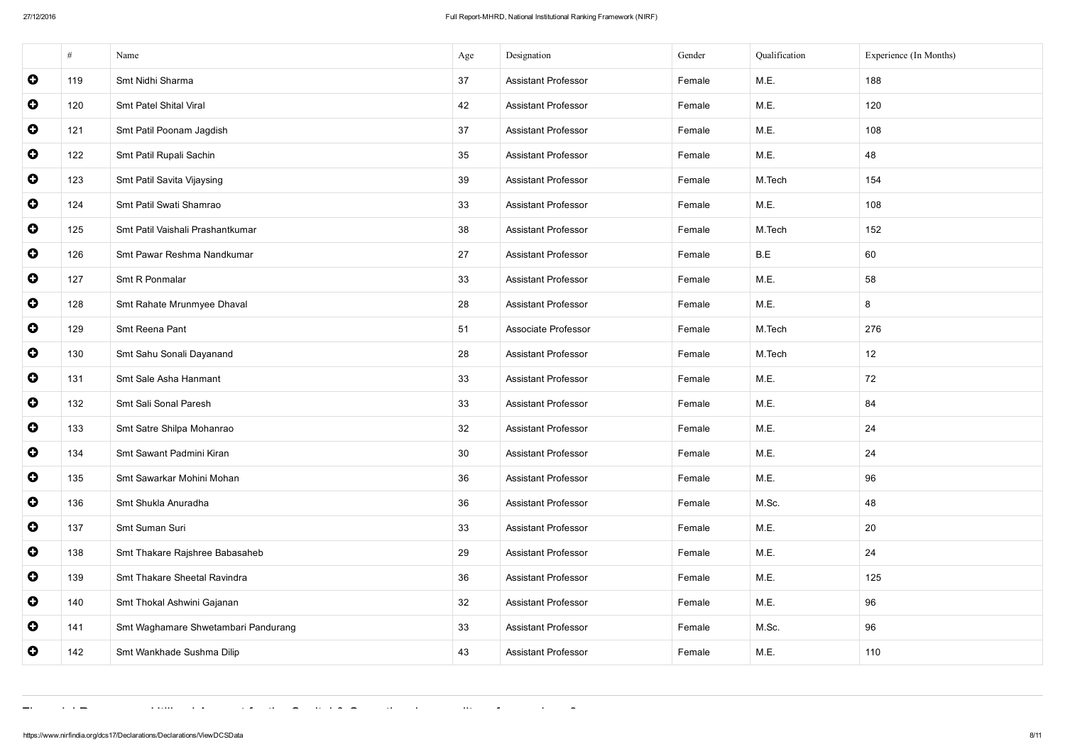| | # | Name | Age | Designation | Gender | Qualification | Experience (In Months) |
|---|---|---|---|---|---|---|---|
| | 119 | Smt Nidhi Sharma | 37 | Assistant Professor | Female | M.E. | 188 |
| | 120 | Smt Patel Shital Viral | 42 | Assistant Professor | Female | M.E. | 120 |
| | 121 | Smt Patil Poonam Jagdish | 37 | Assistant Professor | Female | M.E. | 108 |
| | 122 | Smt Patil Rupali Sachin | 35 | Assistant Professor | Female | M.E. | 48 |
| | 123 | Smt Patil Savita Vijaysing | 39 | Assistant Professor | Female | M.Tech | 154 |
| | 124 | Smt Patil Swati Shamrao | 33 | Assistant Professor | Female | M.E. | 108 |
| | 125 | Smt Patil Vaishali Prashantkumar | 38 | Assistant Professor | Female | M.Tech | 152 |
| | 126 | Smt Pawar Reshma Nandkumar | 27 | Assistant Professor | Female | B.E | 60 |
| | 127 | Smt R Ponmalar | 33 | Assistant Professor | Female | M.E. | 58 |
| | 128 | Smt Rahate Mrunmyee Dhaval | 28 | Assistant Professor | Female | M.E. | 8 |
| | 129 | Smt Reena Pant | 51 | Associate Professor | Female | M.Tech | 276 |
| | 130 | Smt Sahu Sonali Dayanand | 28 | Assistant Professor | Female | M.Tech | 12 |
| | 131 | Smt Sale Asha Hanmant | 33 | Assistant Professor | Female | M.E. | 72 |
| | 132 | Smt Sali Sonal Paresh | 33 | Assistant Professor | Female | M.E. | 84 |
| | 133 | Smt Satre Shilpa Mohanrao | 32 | Assistant Professor | Female | M.E. | 24 |
| | 134 | Smt Sawant Padmini Kiran | 30 | Assistant Professor | Female | M.E. | 24 |
| | 135 | Smt Sawarkar Mohini Mohan | 36 | Assistant Professor | Female | M.E. | 96 |
| | 136 | Smt Shukla Anuradha | 36 | Assistant Professor | Female | M.Sc. | 48 |
| | 137 | Smt Suman Suri | 33 | Assistant Professor | Female | M.E. | 20 |
| | 138 | Smt Thakare Rajshree Babasaheb | 29 | Assistant Professor | Female | M.E. | 24 |
| | 139 | Smt Thakare Sheetal Ravindra | 36 | Assistant Professor | Female | M.E. | 125 |
| | 140 | Smt Thokal Ashwini Gajanan | 32 | Assistant Professor | Female | M.E. | 96 |
| | 141 | Smt Waghamare Shwetambari Pandurang | 33 | Assistant Professor | Female | M.Sc. | 96 |
| | 142 | Smt Wankhade Sushma Dilip | 43 | Assistant Professor | Female | M.E. | 110 |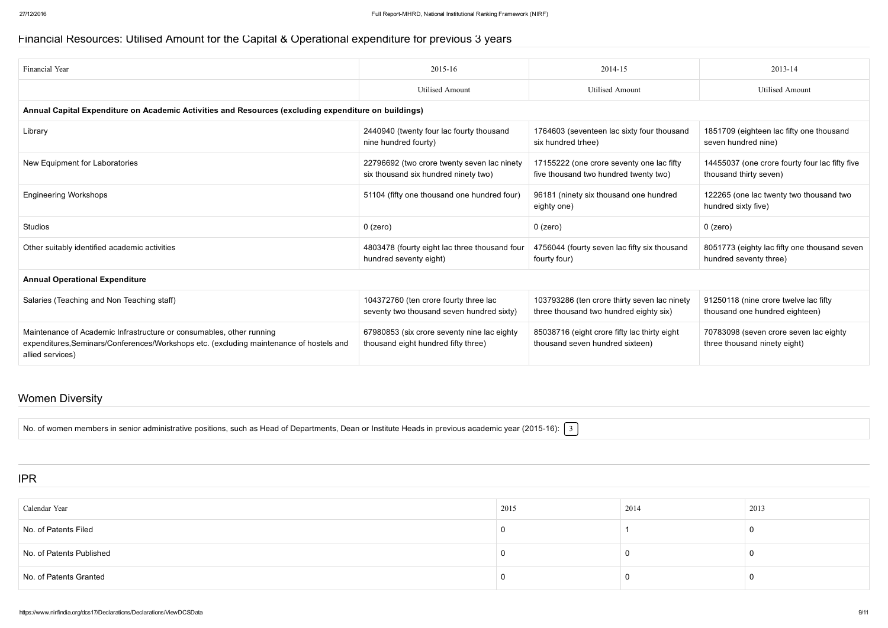## Financial Resources: Utilised Amount for the Capital & Operational expenditure for previous 3 years

| Financial Year | 2015-16 | 2014-15 | 2013-14 |
|---|---|---|---|
| | Utilised Amount | Utilised Amount | Utilised Amount |
| **Annual Capital Expenditure on Academic Activities and Resources (excluding expenditure on buildings)** | | | |
| Library | 2440940 (twenty four lac fourty thousand nine hundred fourty) | 1764603 (seventeen lac sixty four thousand six hundred trhee) | 1851709 (eighteen lac fifty one thousand seven hundred nine) |
| New Equipment for Laboratories | 22796692 (two crore twenty seven lac ninety six thousand six hundred ninety two) | 17155222 (one crore seventy one lac fifty five thousand two hundred twenty two) | 14455037 (one crore fourty four lac fifty five thousand thirty seven) |
| Engineering Workshops | 51104 (fifty one thousand one hundred four) | 96181 (ninety six thousand one hundred eighty one) | 122265 (one lac twenty two thousand two hundred sixty five) |
| Studios | 0 (zero) | 0 (zero) | 0 (zero) |
| Other suitably identified academic activities | 4803478 (fourty eight lac three thousand four hundred seventy eight) | 4756044 (fourty seven lac fifty six thousand fourty four) | 8051773 (eighty lac fifty one thousand seven hundred seventy three) |
| **Annual Operational Expenditure** | | | |
| Salaries (Teaching and Non Teaching staff) | 104372760 (ten crore fourty three lac seventy two thousand seven hundred sixty) | 103793286 (ten crore thirty seven lac ninety three thousand two hundred eighty six) | 91250118 (nine crore twelve lac fifty thousand one hundred eighteen) |
| Maintenance of Academic Infrastructure or consumables, other running expenditures,Seminars/Conferences/Workshops etc. (excluding maintenance of hostels and allied services) | 67980853 (six crore seventy nine lac eighty thousand eight hundred fifty three) | 85038716 (eight crore fifty lac thirty eight thousand seven hundred sixteen) | 70783098 (seven crore seven lac eighty three thousand ninety eight) |

## Women Diversity

No. of women members in senior administrative positions, such as Head of Departments, Dean or Institute Heads in previous academic year (2015-16): 3

## IPR

| Calendar Year | 2015 | 2014 | 2013 |
|---|---|---|---|
| No. of Patents Filed | 0 | 1 | 0 |
| No. of Patents Published | 0 | 0 | 0 |
| No. of Patents Granted | 0 | 0 | 0 |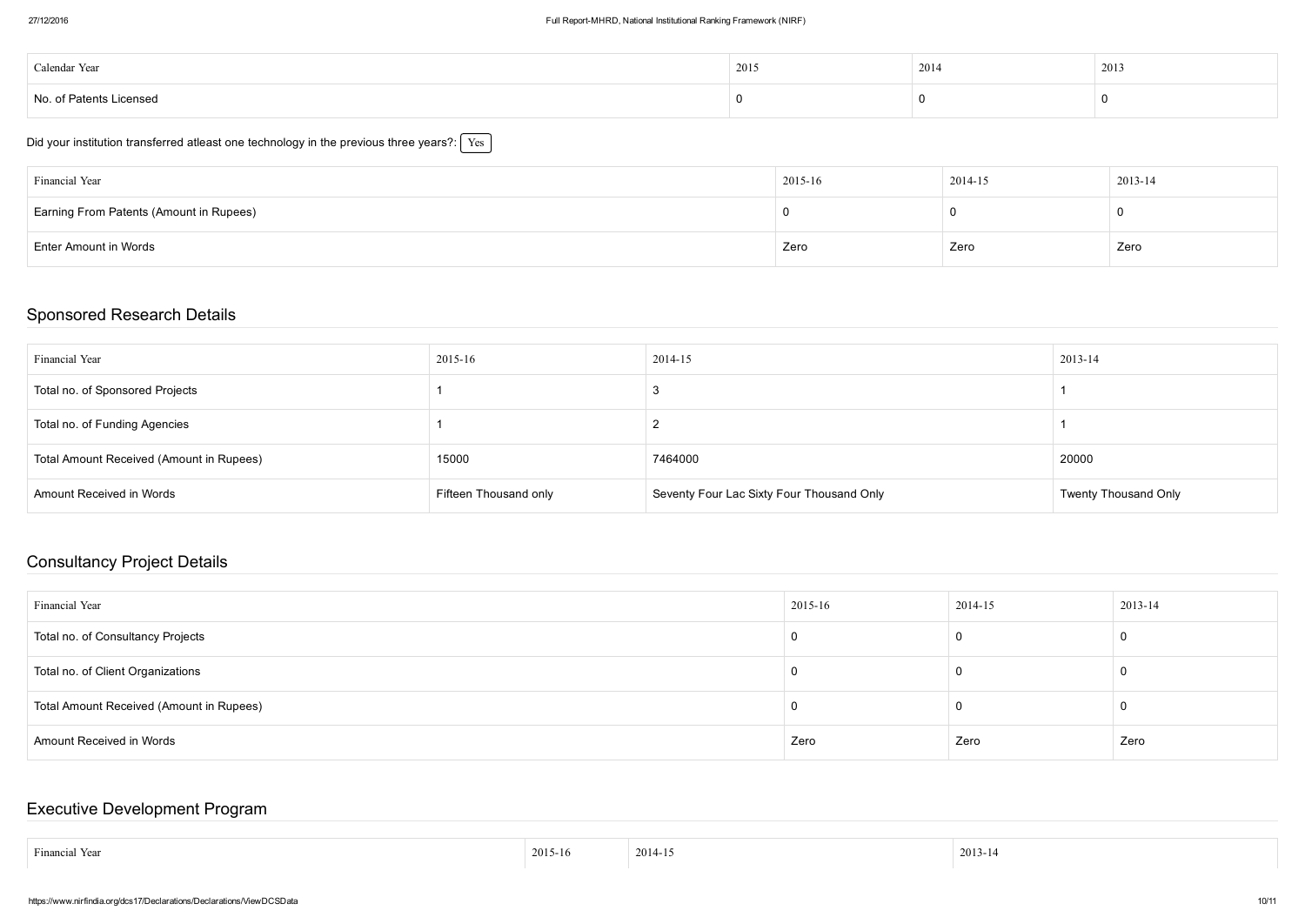| Calendar Year | 2015 | 2014 | 2013 |
| --- | --- | --- | --- |
| No. of Patents Licensed | 0 | 0 | 0 |

Did your institution transferred atleast one technology in the previous three years?: Yes

| Financial Year | 2015-16 | 2014-15 | 2013-14 |
| --- | --- | --- | --- |
| Earning From Patents (Amount in Rupees) | 0 | 0 | 0 |
| Enter Amount in Words | Zero | Zero | Zero |

## Sponsored Research Details

| Financial Year | 2015-16 | 2014-15 | 2013-14 |
| --- | --- | --- | --- |
| Total no. of Sponsored Projects | 1 | 3 | 1 |
| Total no. of Funding Agencies | 1 | 2 | 1 |
| Total Amount Received (Amount in Rupees) | 15000 | 7464000 | 20000 |
| Amount Received in Words | Fifteen Thousand only | Seventy Four Lac Sixty Four Thousand Only | Twenty Thousand Only |

## Consultancy Project Details

| Financial Year | 2015-16 | 2014-15 | 2013-14 |
| --- | --- | --- | --- |
| Total no. of Consultancy Projects | 0 | 0 | 0 |
| Total no. of Client Organizations | 0 | 0 | 0 |
| Total Amount Received (Amount in Rupees) | 0 | 0 | 0 |
| Amount Received in Words | Zero | Zero | Zero |

## Executive Development Program

| Financial Year | 2015-16 | 2014-15 | 2013-14 |
| --- | --- | --- | --- |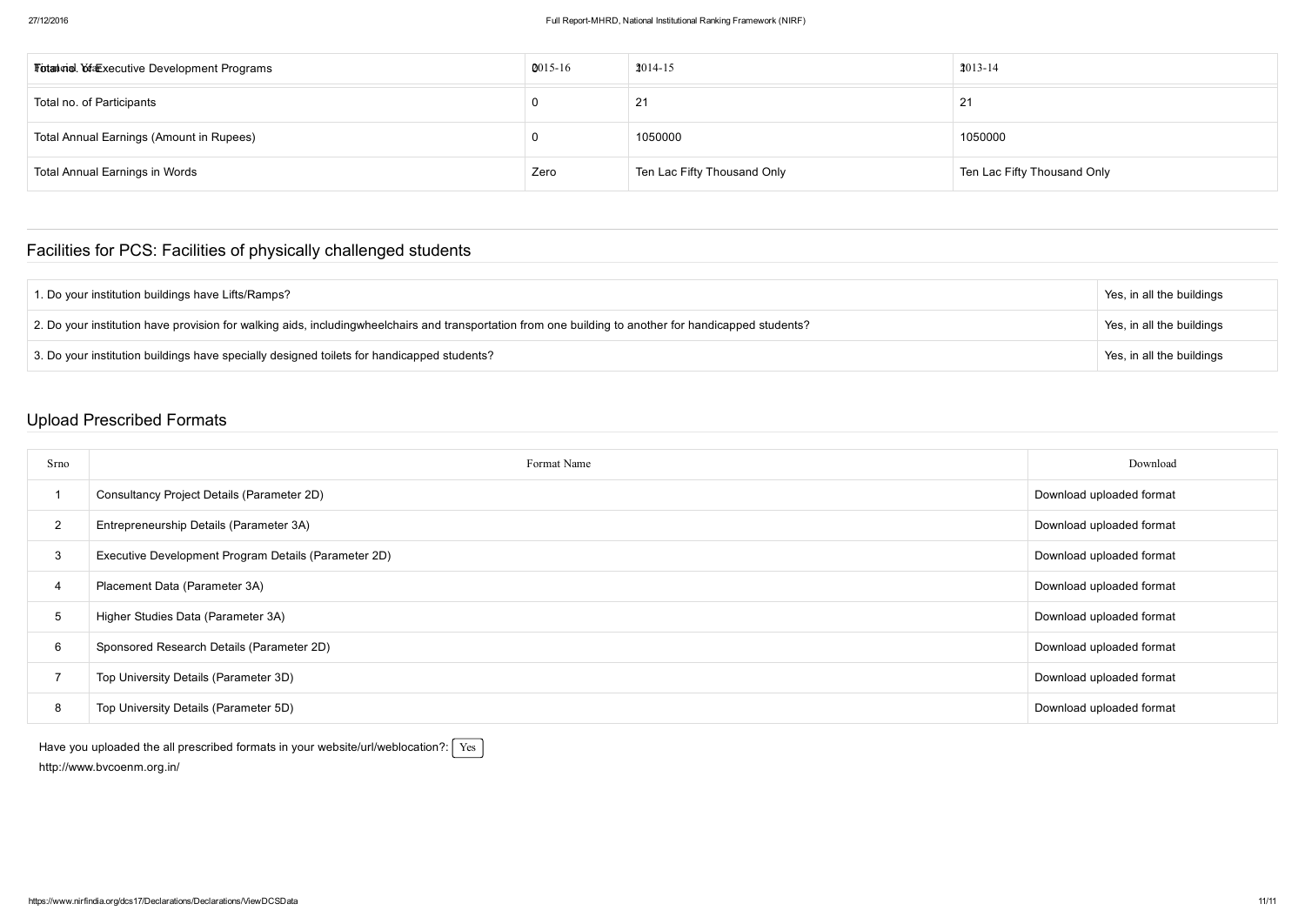| Financial Year | 2015-16 | 2014-15 | 2013-14 |
|---|---|---|---|
| Total no. of Executive Development Programs | 0 | 1 | 1 |
| Total no. of Participants | 0 | 21 | 21 |
| Total Annual Earnings (Amount in Rupees) | 0 | 1050000 | 1050000 |
| Total Annual Earnings in Words | Zero | Ten Lac Fifty Thousand Only | Ten Lac Fifty Thousand Only |

## Facilities for PCS: Facilities of physically challenged students

| | |
|---|---|
| 1. Do your institution buildings have Lifts/Ramps? | Yes, in all the buildings |
| 2. Do your institution have provision for walking aids, includingwheelchairs and transportation from one building to another for handicapped students? | Yes, in all the buildings |
| 3. Do your institution buildings have specially designed toilets for handicapped students? | Yes, in all the buildings |

## Upload Prescribed Formats

| Srno | Format Name | Download |
|---|---|---|
| 1 | Consultancy Project Details (Parameter 2D) | Download uploaded format |
| 2 | Entrepreneurship Details (Parameter 3A) | Download uploaded format |
| 3 | Executive Development Program Details (Parameter 2D) | Download uploaded format |
| 4 | Placement Data (Parameter 3A) | Download uploaded format |
| 5 | Higher Studies Data (Parameter 3A) | Download uploaded format |
| 6 | Sponsored Research Details (Parameter 2D) | Download uploaded format |
| 7 | Top University Details (Parameter 3D) | Download uploaded format |
| 8 | Top University Details (Parameter 5D) | Download uploaded format |

Have you uploaded the all prescribed formats in your website/url/weblocation?: Yes

http://www.bvcoenm.org.in/